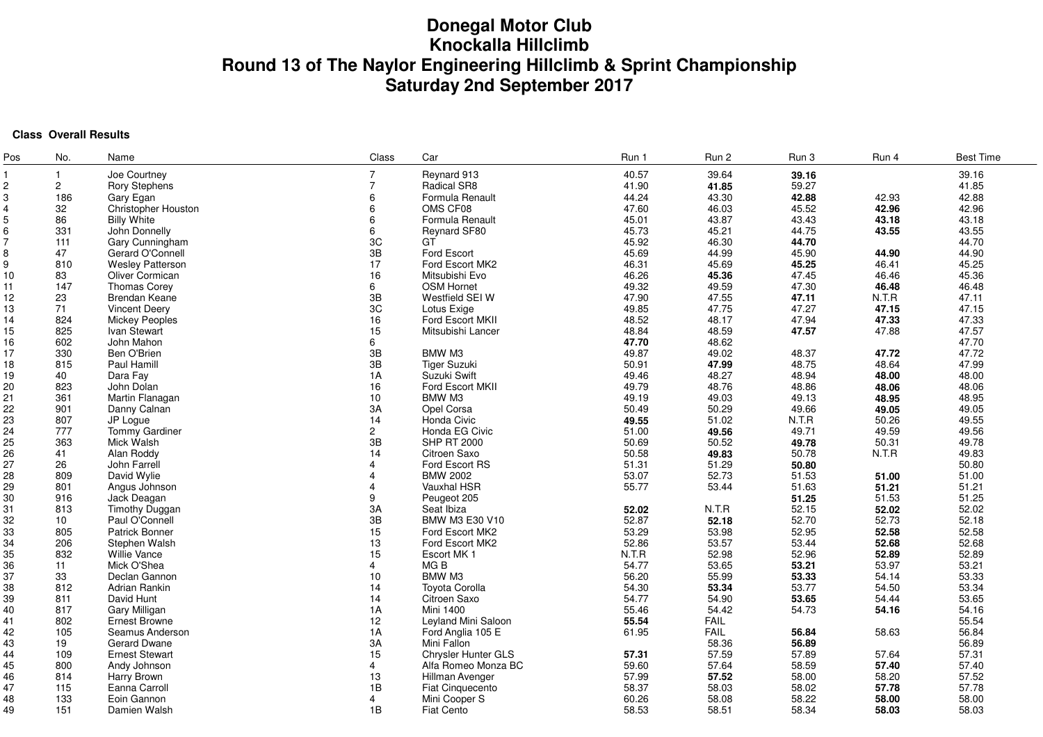# Donegal Motor Club
# Knockalla Hillclimb
# Round 13 of The Naylor Engineering Hillclimb & Sprint Championship
# Saturday 2nd September 2017

**Class Overall Results**

| Pos | No. | Name | Class | Car | Run 1 | Run 2 | Run 3 | Run 4 | Best Time |
|---|---|---|---|---|---|---|---|---|---|
| 1 | 1 | Joe Courtney | 7 | Reynard 913 | 40.57 | 39.64 | **39.16** | | 39.16 |
| 2 | 2 | Rory Stephens | 7 | Radical SR8 | 41.90 | **41.85** | 59.27 | | 41.85 |
| 3 | 186 | Gary Egan | 6 | Formula Renault | 44.24 | 43.30 | **42.88** | 42.93 | 42.88 |
| 4 | 32 | Christopher Houston | 6 | OMS CF08 | 47.60 | 46.03 | 45.52 | **42.96** | 42.96 |
| 5 | 86 | Billy White | 6 | Formula Renault | 45.01 | 43.87 | 43.43 | **43.18** | 43.18 |
| 6 | 331 | John Donnelly | 6 | Reynard SF80 | 45.73 | 45.21 | 44.75 | **43.55** | 43.55 |
| 7 | 111 | Gary Cunningham | 3C | GT | 45.92 | 46.30 | **44.70** | | 44.70 |
| 8 | 47 | Gerard O'Connell | 3B | Ford Escort | 45.69 | 44.99 | 45.90 | **44.90** | 44.90 |
| 9 | 810 | Wesley Patterson | 17 | Ford Escort MK2 | 46.31 | 45.69 | **45.25** | 46.41 | 45.25 |
| 10 | 83 | Oliver Cormican | 16 | Mitsubishi Evo | 46.26 | **45.36** | 47.45 | 46.46 | 45.36 |
| 11 | 147 | Thomas Corey | 6 | OSM Hornet | 49.32 | 49.59 | 47.30 | **46.48** | 46.48 |
| 12 | 23 | Brendan Keane | 3B | Westfield SEI W | 47.90 | 47.55 | **47.11** | N.T.R | 47.11 |
| 13 | 71 | Vincent Deery | 3C | Lotus Exige | 49.85 | 47.75 | 47.27 | **47.15** | 47.15 |
| 14 | 824 | Mickey Peoples | 16 | Ford Escort MKII | 48.52 | 48.17 | 47.94 | **47.33** | 47.33 |
| 15 | 825 | Ivan Stewart | 15 | Mitsubishi Lancer | 48.84 | 48.59 | **47.57** | 47.88 | 47.57 |
| 16 | 602 | John Mahon | 6 | | **47.70** | 48.62 | | | 47.70 |
| 17 | 330 | Ben O'Brien | 3B | BMW M3 | 49.87 | 49.02 | 48.37 | **47.72** | 47.72 |
| 18 | 815 | Paul Hamill | 3B | Tiger Suzuki | 50.91 | **47.99** | 48.75 | 48.64 | 47.99 |
| 19 | 40 | Dara Fay | 1A | Suzuki Swift | 49.46 | 48.27 | 48.94 | **48.00** | 48.00 |
| 20 | 823 | John Dolan | 16 | Ford Escort MKII | 49.79 | 48.76 | 48.86 | **48.06** | 48.06 |
| 21 | 361 | Martin Flanagan | 10 | BMW M3 | 49.19 | 49.03 | 49.13 | **48.95** | 48.95 |
| 22 | 901 | Danny Calnan | 3A | Opel Corsa | 50.49 | 50.29 | 49.66 | **49.05** | 49.05 |
| 23 | 807 | JP Logue | 14 | Honda Civic | **49.55** | 51.02 | N.T.R | 50.26 | 49.55 |
| 24 | 777 | Tommy Gardiner | 2 | Honda EG Civic | 51.00 | **49.56** | 49.71 | 49.59 | 49.56 |
| 25 | 363 | Mick Walsh | 3B | SHP RT 2000 | 50.69 | 50.52 | **49.78** | 50.31 | 49.78 |
| 26 | 41 | Alan Roddy | 14 | Citroen Saxo | 50.58 | **49.83** | 50.78 | N.T.R | 49.83 |
| 27 | 26 | John Farrell | 4 | Ford Escort RS | 51.31 | 51.29 | **50.80** | | 50.80 |
| 28 | 809 | David Wylie | 4 | BMW 2002 | 53.07 | 52.73 | 51.53 | **51.00** | 51.00 |
| 29 | 801 | Angus Johnson | 4 | Vauxhal HSR | 55.77 | 53.44 | 51.63 | **51.21** | 51.21 |
| 30 | 916 | Jack Deagan | 9 | Peugeot 205 | | | **51.25** | 51.53 | 51.25 |
| 31 | 813 | Timothy Duggan | 3A | Seat Ibiza | **52.02** | N.T.R | 52.15 | **52.02** | 52.02 |
| 32 | 10 | Paul O'Connell | 3B | BMW M3 E30 V10 | 52.87 | **52.18** | 52.70 | 52.73 | 52.18 |
| 33 | 805 | Patrick Bonner | 15 | Ford Escort MK2 | 53.29 | 53.98 | 52.95 | **52.58** | 52.58 |
| 34 | 206 | Stephen Walsh | 13 | Ford Escort MK2 | 52.86 | 53.57 | 53.44 | **52.68** | 52.68 |
| 35 | 832 | Willie Vance | 15 | Escort MK 1 | N.T.R | 52.98 | 52.96 | **52.89** | 52.89 |
| 36 | 11 | Mick O'Shea | 4 | MG B | 54.77 | 53.65 | **53.21** | 53.97 | 53.21 |
| 37 | 33 | Declan Gannon | 10 | BMW M3 | 56.20 | 55.99 | **53.33** | 54.14 | 53.33 |
| 38 | 812 | Adrian Rankin | 14 | Toyota Corolla | 54.30 | **53.34** | 53.77 | 54.50 | 53.34 |
| 39 | 811 | David Hunt | 14 | Citroen Saxo | 54.77 | 54.90 | **53.65** | 54.44 | 53.65 |
| 40 | 817 | Gary Milligan | 1A | Mini 1400 | 55.46 | 54.42 | 54.73 | **54.16** | 54.16 |
| 41 | 802 | Ernest Browne | 12 | Leyland Mini Saloon | **55.54** | FAIL | | | 55.54 |
| 42 | 105 | Seamus Anderson | 1A | Ford Anglia 105 E | 61.95 | FAIL | **56.84** | 58.63 | 56.84 |
| 43 | 19 | Gerard Dwane | 3A | Mini Fallon | | 58.36 | **56.89** | | 56.89 |
| 44 | 109 | Ernest Stewart | 15 | Chrysler Hunter GLS | **57.31** | 57.59 | 57.89 | 57.64 | 57.31 |
| 45 | 800 | Andy Johnson | 4 | Alfa Romeo Monza BC | 59.60 | 57.64 | 58.59 | **57.40** | 57.40 |
| 46 | 814 | Harry Brown | 13 | Hillman Avenger | 57.99 | **57.52** | 58.00 | 58.20 | 57.52 |
| 47 | 115 | Eanna Carroll | 1B | Fiat Cinquecento | 58.37 | 58.03 | 58.02 | **57.78** | 57.78 |
| 48 | 133 | Eoin Gannon | 4 | Mini Cooper S | 60.26 | 58.08 | 58.22 | **58.00** | 58.00 |
| 49 | 151 | Damien Walsh | 1B | Fiat Cento | 58.53 | 58.51 | 58.34 | **58.03** | 58.03 |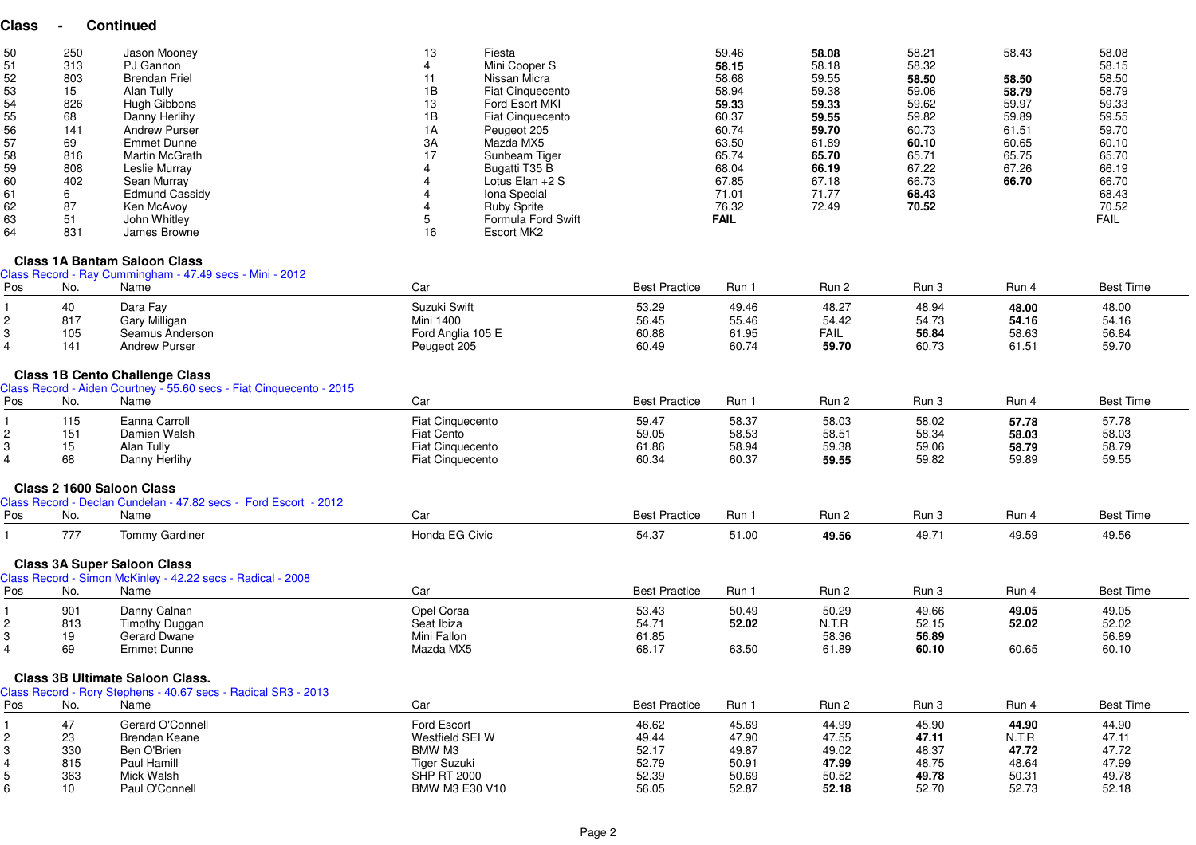## Class - Continued

| | | | | | | | | | |
|---|---|---|---|---|---|---|---|---|---|
| 50 | 250 | Jason Mooney | 13 | Fiesta | 59.46 | **58.08** | 58.21 | 58.43 | 58.08 |
| 51 | 313 | PJ Gannon | 4 | Mini Cooper S | **58.15** | 58.18 | 58.32 | | 58.15 |
| 52 | 803 | Brendan Friel | 11 | Nissan Micra | 58.68 | 59.55 | **58.50** | **58.50** | 58.50 |
| 53 | 15 | Alan Tully | 1B | Fiat Cinquecento | 58.94 | 59.38 | 59.06 | **58.79** | 58.79 |
| 54 | 826 | Hugh Gibbons | 13 | Ford Esort MKI | **59.33** | **59.33** | 59.62 | 59.97 | 59.33 |
| 55 | 68 | Danny Herlihy | 1B | Fiat Cinquecento | 60.37 | **59.55** | 59.82 | 59.89 | 59.55 |
| 56 | 141 | Andrew Purser | 1A | Peugeot 205 | 60.74 | **59.70** | 60.73 | 61.51 | 59.70 |
| 57 | 69 | Emmet Dunne | 3A | Mazda MX5 | 63.50 | 61.89 | **60.10** | 60.65 | 60.10 |
| 58 | 816 | Martin McGrath | 17 | Sunbeam Tiger | 65.74 | **65.70** | 65.71 | 65.75 | 65.70 |
| 59 | 808 | Leslie Murray | 4 | Bugatti T35 B | 68.04 | **66.19** | 67.22 | 67.26 | 66.19 |
| 60 | 402 | Sean Murray | 4 | Lotus Elan +2 S | 67.85 | 67.18 | 66.73 | **66.70** | 66.70 |
| 61 | 6 | Edmund Cassidy | 4 | Iona Special | 71.01 | 71.77 | **68.43** | | 68.43 |
| 62 | 87 | Ken McAvoy | 4 | Ruby Sprite | 76.32 | 72.49 | **70.52** | | 70.52 |
| 63 | 51 | John Whitley | 5 | Formula Ford Swift | **FAIL** | | | | FAIL |
| 64 | 831 | James Browne | 16 | Escort MK2 | | | | | |

### Class 1A Bantam Saloon Class

Class Record - Ray Cummingham - 47.49 secs - Mini - 2012

| Pos | No. | Name | Car | Best Practice | Run 1 | Run 2 | Run 3 | Run 4 | Best Time |
|---|---|---|---|---|---|---|---|---|---|
| 1 | 40 | Dara Fay | Suzuki Swift | 53.29 | 49.46 | 48.27 | 48.94 | **48.00** | 48.00 |
| 2 | 817 | Gary Milligan | Mini 1400 | 56.45 | 55.46 | 54.42 | 54.73 | **54.16** | 54.16 |
| 3 | 105 | Seamus Anderson | Ford Anglia 105 E | 60.88 | 61.95 | FAIL | **56.84** | 58.63 | 56.84 |
| 4 | 141 | Andrew Purser | Peugeot 205 | 60.49 | 60.74 | **59.70** | 60.73 | 61.51 | 59.70 |

### Class 1B Cento Challenge Class

Class Record - Aiden Courtney - 55.60 secs - Fiat Cinquecento - 2015

| Pos | No. | Name | Car | Best Practice | Run 1 | Run 2 | Run 3 | Run 4 | Best Time |
|---|---|---|---|---|---|---|---|---|---|
| 1 | 115 | Eanna Carroll | Fiat Cinquecento | 59.47 | 58.37 | 58.03 | 58.02 | **57.78** | 57.78 |
| 2 | 151 | Damien Walsh | Fiat Cento | 59.05 | 58.53 | 58.51 | 58.34 | **58.03** | 58.03 |
| 3 | 15 | Alan Tully | Fiat Cinquecento | 61.86 | 58.94 | 59.38 | 59.06 | **58.79** | 58.79 |
| 4 | 68 | Danny Herlihy | Fiat Cinquecento | 60.34 | 60.37 | **59.55** | 59.82 | 59.89 | 59.55 |

### Class 2 1600 Saloon Class

Class Record - Declan Cundelan - 47.82 secs - Ford Escort - 2012

| Pos | No. | Name | Car | Best Practice | Run 1 | Run 2 | Run 3 | Run 4 | Best Time |
|---|---|---|---|---|---|---|---|---|---|
| 1 | 777 | Tommy Gardiner | Honda EG Civic | 54.37 | 51.00 | **49.56** | 49.71 | 49.59 | 49.56 |

### Class 3A Super Saloon Class

Class Record - Simon McKinley - 42.22 secs - Radical - 2008

| Pos | No. | Name | Car | Best Practice | Run 1 | Run 2 | Run 3 | Run 4 | Best Time |
|---|---|---|---|---|---|---|---|---|---|
| 1 | 901 | Danny Calnan | Opel Corsa | 53.43 | 50.49 | 50.29 | 49.66 | **49.05** | 49.05 |
| 2 | 813 | Timothy Duggan | Seat Ibiza | 54.71 | **52.02** | N.T.R | 52.15 | **52.02** | 52.02 |
| 3 | 19 | Gerard Dwane | Mini Fallon | 61.85 | | 58.36 | **56.89** | | 56.89 |
| 4 | 69 | Emmet Dunne | Mazda MX5 | 68.17 | 63.50 | 61.89 | **60.10** | 60.65 | 60.10 |

### Class 3B Ultimate Saloon Class.

Class Record - Rory Stephens - 40.67 secs - Radical SR3 - 2013

| Pos | No. | Name | Car | Best Practice | Run 1 | Run 2 | Run 3 | Run 4 | Best Time |
|---|---|---|---|---|---|---|---|---|---|
| 1 | 47 | Gerard O'Connell | Ford Escort | 46.62 | 45.69 | 44.99 | 45.90 | **44.90** | 44.90 |
| 2 | 23 | Brendan Keane | Westfield SEI W | 49.44 | 47.90 | 47.55 | **47.11** | N.T.R | 47.11 |
| 3 | 330 | Ben O'Brien | BMW M3 | 52.17 | 49.87 | 49.02 | 48.37 | **47.72** | 47.72 |
| 4 | 815 | Paul Hamill | Tiger Suzuki | 52.79 | 50.91 | **47.99** | 48.75 | 48.64 | 47.99 |
| 5 | 363 | Mick Walsh | SHP RT 2000 | 52.39 | 50.69 | 50.52 | **49.78** | 50.31 | 49.78 |
| 6 | 10 | Paul O'Connell | BMW M3 E30 V10 | 56.05 | 52.87 | **52.18** | 52.70 | 52.73 | 52.18 |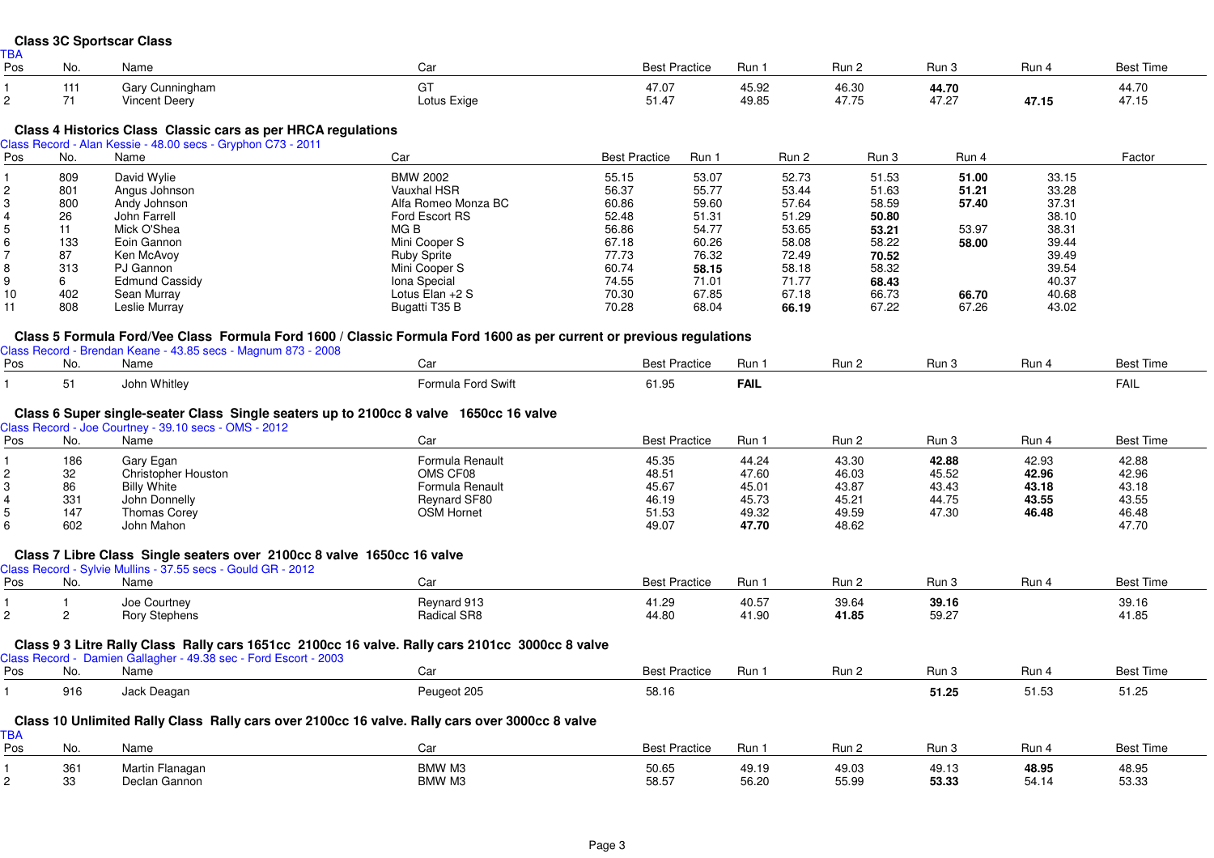## Class 3C Sportscar Class

TBA

| Pos | No. | Name | Car | Best Practice | Run 1 | Run 2 | Run 3 | Run 4 | Best Time |
|---|---|---|---|---|---|---|---|---|---|
| 1 | 111 | Gary Cunningham | GT | 47.07 | 45.92 | 46.30 | **44.70** | | 44.70 |
| 2 | 71 | Vincent Deery | Lotus Exige | 51.47 | 49.85 | 47.75 | 47.27 | **47.15** | 47.15 |

## Class 4 Historics Class Classic cars as per HRCA regulations

Class Record - Alan Kessie - 48.00 secs - Gryphon C73 - 2011

| Pos | No. | Name | Car | Best Practice | Run 1 | Run 2 | Run 3 | Run 4 | | Factor |
|---|---|---|---|---|---|---|---|---|---|---|
| 1 | 809 | David Wylie | BMW 2002 | 55.15 | 53.07 | 52.73 | 51.53 | **51.00** | 33.15 | |
| 2 | 801 | Angus Johnson | Vauxhal HSR | 56.37 | 55.77 | 53.44 | 51.63 | **51.21** | 33.28 | |
| 3 | 800 | Andy Johnson | Alfa Romeo Monza BC | 60.86 | 59.60 | 57.64 | 58.59 | **57.40** | 37.31 | |
| 4 | 26 | John Farrell | Ford Escort RS | 52.48 | 51.31 | 51.29 | **50.80** | | 38.10 | |
| 5 | 11 | Mick O'Shea | MG B | 56.86 | 54.77 | 53.65 | **53.21** | 53.97 | 38.31 | |
| 6 | 133 | Eoin Gannon | Mini Cooper S | 67.18 | 60.26 | 58.08 | 58.22 | **58.00** | 39.44 | |
| 7 | 87 | Ken McAvoy | Ruby Sprite | 77.73 | 76.32 | 72.49 | **70.52** | | 39.49 | |
| 8 | 313 | PJ Gannon | Mini Cooper S | 60.74 | **58.15** | 58.18 | 58.32 | | 39.54 | |
| 9 | 6 | Edmund Cassidy | Iona Special | 74.55 | 71.01 | 71.77 | **68.43** | | 40.37 | |
| 10 | 402 | Sean Murray | Lotus Elan +2 S | 70.30 | 67.85 | 67.18 | 66.73 | **66.70** | 40.68 | |
| 11 | 808 | Leslie Murray | Bugatti T35 B | 70.28 | 68.04 | **66.19** | 67.22 | 67.26 | 43.02 | |

## Class 5 Formula Ford/Vee Class Formula Ford 1600 / Classic Formula Ford 1600 as per current or previous regulations

Class Record - Brendan Keane - 43.85 secs - Magnum 873 - 2008

| Pos | No. | Name | Car | Best Practice | Run 1 | Run 2 | Run 3 | Run 4 | Best Time |
|---|---|---|---|---|---|---|---|---|---|
| 1 | 51 | John Whitley | Formula Ford Swift | 61.95 | **FAIL** | | | | FAIL |

## Class 6 Super single-seater Class Single seaters up to 2100cc 8 valve 1650cc 16 valve

Class Record - Joe Courtney - 39.10 secs - OMS - 2012

| Pos | No. | Name | Car | Best Practice | Run 1 | Run 2 | Run 3 | Run 4 | Best Time |
|---|---|---|---|---|---|---|---|---|---|
| 1 | 186 | Gary Egan | Formula Renault | 45.35 | 44.24 | 43.30 | **42.88** | 42.93 | 42.88 |
| 2 | 32 | Christopher Houston | OMS CF08 | 48.51 | 47.60 | 46.03 | 45.52 | **42.96** | 42.96 |
| 3 | 86 | Billy White | Formula Renault | 45.67 | 45.01 | 43.87 | 43.43 | **43.18** | 43.18 |
| 4 | 331 | John Donnelly | Reynard SF80 | 46.19 | 45.73 | 45.21 | 44.75 | **43.55** | 43.55 |
| 5 | 147 | Thomas Corey | OSM Hornet | 51.53 | 49.32 | 49.59 | 47.30 | **46.48** | 46.48 |
| 6 | 602 | John Mahon | | 49.07 | **47.70** | 48.62 | | | 47.70 |

## Class 7 Libre Class Single seaters over 2100cc 8 valve 1650cc 16 valve

Class Record - Sylvie Mullins - 37.55 secs - Gould GR - 2012

| Pos | No. | Name | Car | Best Practice | Run 1 | Run 2 | Run 3 | Run 4 | Best Time |
|---|---|---|---|---|---|---|---|---|---|
| 1 | 1 | Joe Courtney | Reynard 913 | 41.29 | 40.57 | 39.64 | **39.16** | | 39.16 |
| 2 | 2 | Rory Stephens | Radical SR8 | 44.80 | 41.90 | **41.85** | 59.27 | | 41.85 |

## Class 9 3 Litre Rally Class Rally cars 1651cc 2100cc 16 valve. Rally cars 2101cc 3000cc 8 valve

Class Record - Damien Gallagher - 49.38 sec - Ford Escort - 2003

| Pos | No. | Name | Car | Best Practice | Run 1 | Run 2 | Run 3 | Run 4 | Best Time |
|---|---|---|---|---|---|---|---|---|---|
| 1 | 916 | Jack Deagan | Peugeot 205 | 58.16 | | | **51.25** | 51.53 | 51.25 |

## Class 10 Unlimited Rally Class Rally cars over 2100cc 16 valve. Rally cars over 3000cc 8 valve

TBA

| Pos | No. | Name | Car | Best Practice | Run 1 | Run 2 | Run 3 | Run 4 | Best Time |
|---|---|---|---|---|---|---|---|---|---|
| 1 | 361 | Martin Flanagan | BMW M3 | 50.65 | 49.19 | 49.03 | 49.13 | **48.95** | 48.95 |
| 2 | 33 | Declan Gannon | BMW M3 | 58.57 | 56.20 | 55.99 | **53.33** | 54.14 | 53.33 |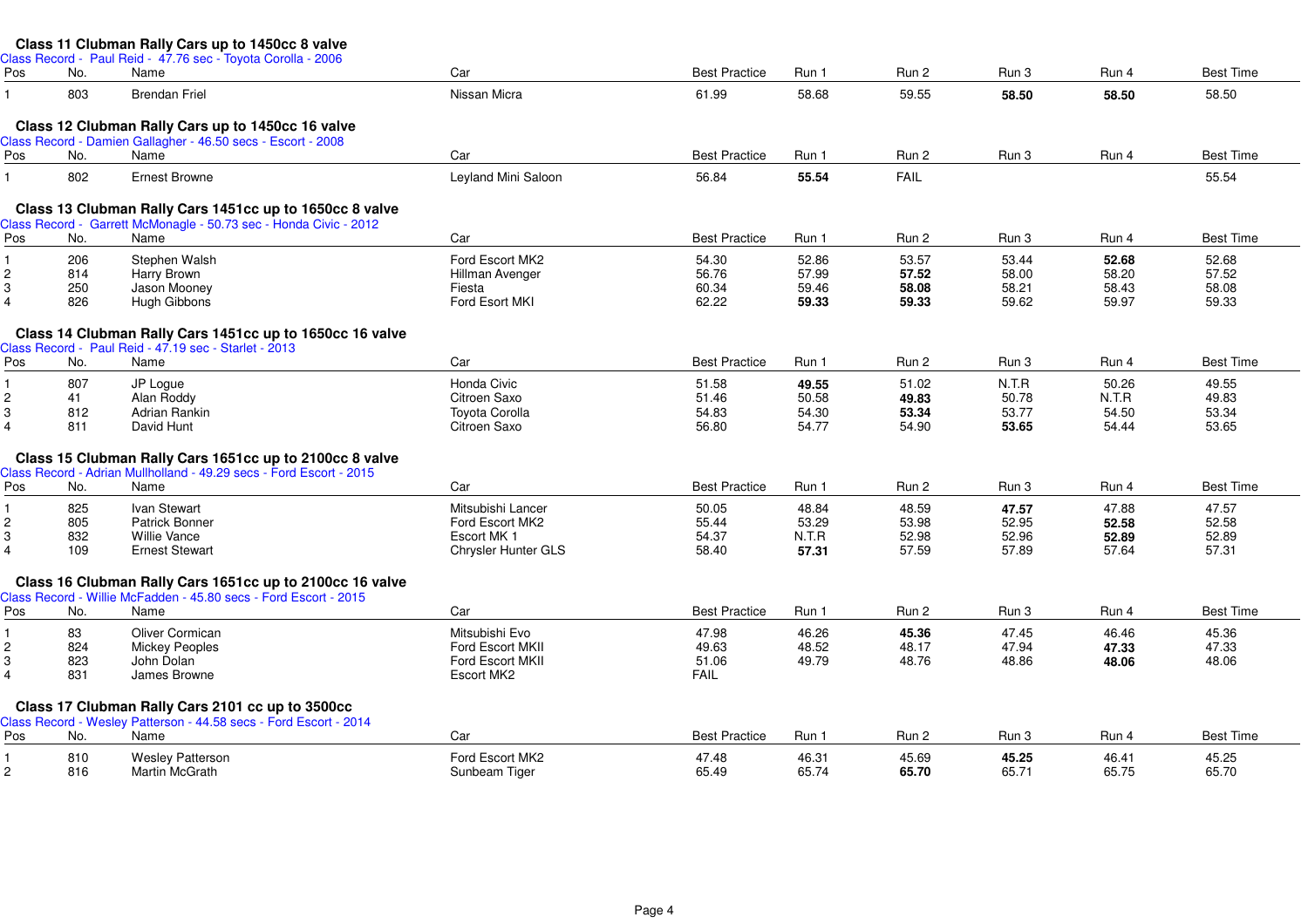### Class 11 Clubman Rally Cars up to 1450cc 8 valve

Class Record - Paul Reid - 47.76 sec - Toyota Corolla - 2006

| Pos | No. | Name | Car | Best Practice | Run 1 | Run 2 | Run 3 | Run 4 | Best Time |
|---|---|---|---|---|---|---|---|---|---|
| 1 | 803 | Brendan Friel | Nissan Micra | 61.99 | 58.68 | 59.55 | **58.50** | **58.50** | 58.50 |

### Class 12 Clubman Rally Cars up to 1450cc 16 valve

Class Record - Damien Gallagher - 46.50 secs - Escort - 2008

| Pos | No. | Name | Car | Best Practice | Run 1 | Run 2 | Run 3 | Run 4 | Best Time |
|---|---|---|---|---|---|---|---|---|---|
| 1 | 802 | Ernest Browne | Leyland Mini Saloon | 56.84 | **55.54** | FAIL | | | 55.54 |

### Class 13 Clubman Rally Cars 1451cc up to 1650cc 8 valve

Class Record - Garrett McMonagle - 50.73 sec - Honda Civic - 2012

| Pos | No. | Name | Car | Best Practice | Run 1 | Run 2 | Run 3 | Run 4 | Best Time |
|---|---|---|---|---|---|---|---|---|---|
| 1 | 206 | Stephen Walsh | Ford Escort MK2 | 54.30 | 52.86 | 53.57 | 53.44 | **52.68** | 52.68 |
| 2 | 814 | Harry Brown | Hillman Avenger | 56.76 | 57.99 | **57.52** | 58.00 | 58.20 | 57.52 |
| 3 | 250 | Jason Mooney | Fiesta | 60.34 | 59.46 | **58.08** | 58.21 | 58.43 | 58.08 |
| 4 | 826 | Hugh Gibbons | Ford Esort MKI | 62.22 | **59.33** | **59.33** | 59.62 | 59.97 | 59.33 |

### Class 14 Clubman Rally Cars 1451cc up to 1650cc 16 valve

Class Record - Paul Reid - 47.19 sec - Starlet - 2013

| Pos | No. | Name | Car | Best Practice | Run 1 | Run 2 | Run 3 | Run 4 | Best Time |
|---|---|---|---|---|---|---|---|---|---|
| 1 | 807 | JP Logue | Honda Civic | 51.58 | **49.55** | 51.02 | N.T.R | 50.26 | 49.55 |
| 2 | 41 | Alan Roddy | Citroen Saxo | 51.46 | 50.58 | **49.83** | 50.78 | N.T.R | 49.83 |
| 3 | 812 | Adrian Rankin | Toyota Corolla | 54.83 | 54.30 | **53.34** | 53.77 | 54.50 | 53.34 |
| 4 | 811 | David Hunt | Citroen Saxo | 56.80 | 54.77 | 54.90 | **53.65** | 54.44 | 53.65 |

### Class 15 Clubman Rally Cars 1651cc up to 2100cc 8 valve

Class Record - Adrian Mullholland - 49.29 secs - Ford Escort - 2015

| Pos | No. | Name | Car | Best Practice | Run 1 | Run 2 | Run 3 | Run 4 | Best Time |
|---|---|---|---|---|---|---|---|---|---|
| 1 | 825 | Ivan Stewart | Mitsubishi Lancer | 50.05 | 48.84 | 48.59 | **47.57** | 47.88 | 47.57 |
| 2 | 805 | Patrick Bonner | Ford Escort MK2 | 55.44 | 53.29 | 53.98 | 52.95 | **52.58** | 52.58 |
| 3 | 832 | Willie Vance | Escort MK 1 | 54.37 | N.T.R | 52.98 | 52.96 | **52.89** | 52.89 |
| 4 | 109 | Ernest Stewart | Chrysler Hunter GLS | 58.40 | **57.31** | 57.59 | 57.89 | 57.64 | 57.31 |

### Class 16 Clubman Rally Cars 1651cc up to 2100cc 16 valve

Class Record - Willie McFadden - 45.80 secs - Ford Escort - 2015

| Pos | No. | Name | Car | Best Practice | Run 1 | Run 2 | Run 3 | Run 4 | Best Time |
|---|---|---|---|---|---|---|---|---|---|
| 1 | 83 | Oliver Cormican | Mitsubishi Evo | 47.98 | 46.26 | **45.36** | 47.45 | 46.46 | 45.36 |
| 2 | 824 | Mickey Peoples | Ford Escort MKII | 49.63 | 48.52 | 48.17 | 47.94 | **47.33** | 47.33 |
| 3 | 823 | John Dolan | Ford Escort MKII | 51.06 | 49.79 | 48.76 | 48.86 | **48.06** | 48.06 |
| 4 | 831 | James Browne | Escort MK2 | FAIL | | | | | |

### Class 17 Clubman Rally Cars 2101 cc up to 3500cc

Class Record - Wesley Patterson - 44.58 secs - Ford Escort - 2014

| Pos | No. | Name | Car | Best Practice | Run 1 | Run 2 | Run 3 | Run 4 | Best Time |
|---|---|---|---|---|---|---|---|---|---|
| 1 | 810 | Wesley Patterson | Ford Escort MK2 | 47.48 | 46.31 | 45.69 | **45.25** | 46.41 | 45.25 |
| 2 | 816 | Martin McGrath | Sunbeam Tiger | 65.49 | 65.74 | **65.70** | 65.71 | 65.75 | 65.70 |